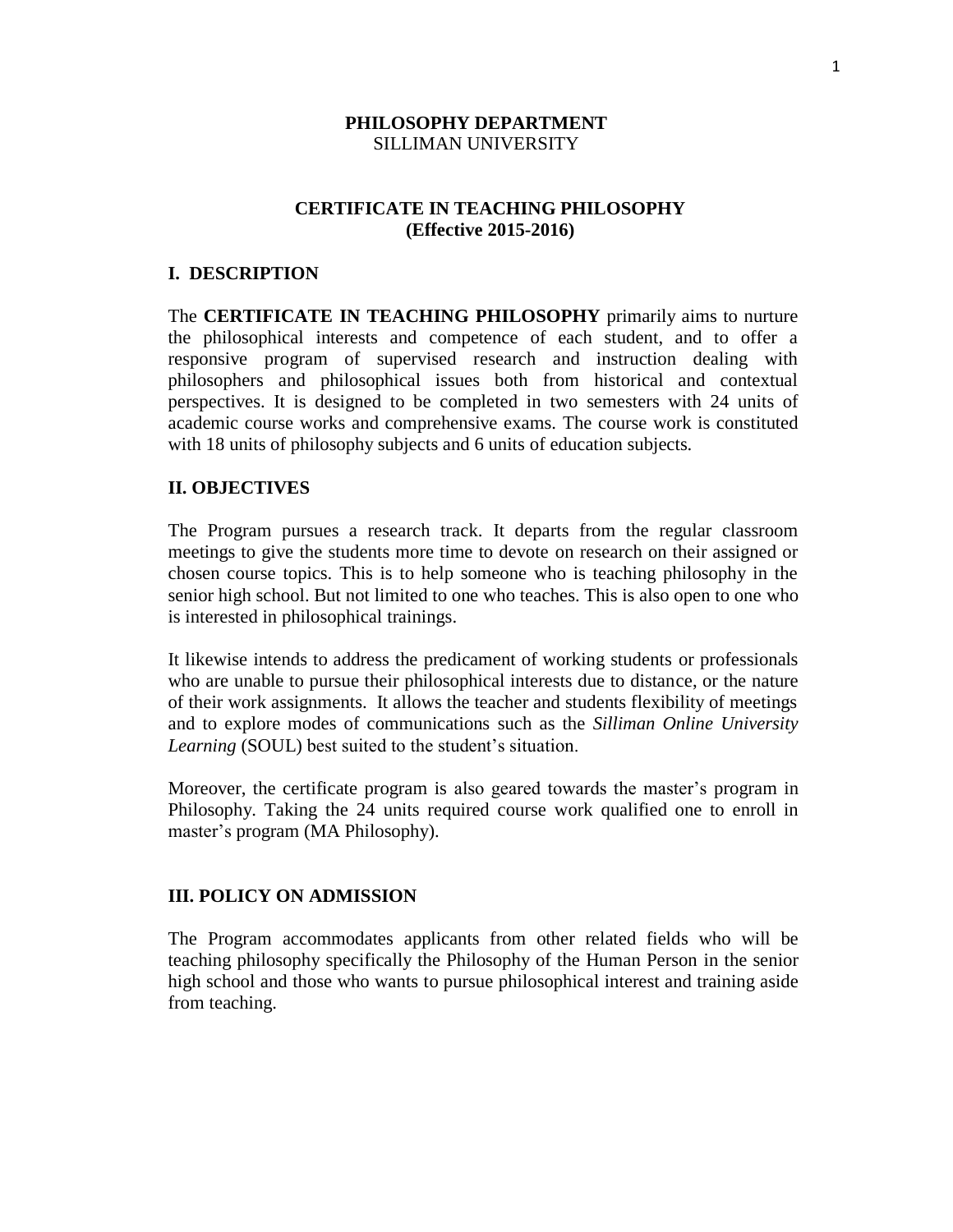**PHILOSOPHY DEPARTMENT**
SILLIMAN UNIVERSITY

# CERTIFICATE IN TEACHING PHILOSOPHY
**(Effective 2015-2016)**

## I. DESCRIPTION

The **CERTIFICATE IN TEACHING PHILOSOPHY** primarily aims to nurture the philosophical interests and competence of each student, and to offer a responsive program of supervised research and instruction dealing with philosophers and philosophical issues both from historical and contextual perspectives. It is designed to be completed in two semesters with 24 units of academic course works and comprehensive exams. The course work is constituted with 18 units of philosophy subjects and 6 units of education subjects.

## II. OBJECTIVES

The Program pursues a research track. It departs from the regular classroom meetings to give the students more time to devote on research on their assigned or chosen course topics. This is to help someone who is teaching philosophy in the senior high school. But not limited to one who teaches. This is also open to one who is interested in philosophical trainings.

It likewise intends to address the predicament of working students or professionals who are unable to pursue their philosophical interests due to distance, or the nature of their work assignments. It allows the teacher and students flexibility of meetings and to explore modes of communications such as the *Silliman Online University Learning* (SOUL) best suited to the student's situation.

Moreover, the certificate program is also geared towards the master's program in Philosophy. Taking the 24 units required course work qualified one to enroll in master's program (MA Philosophy).

## III. POLICY ON ADMISSION

The Program accommodates applicants from other related fields who will be teaching philosophy specifically the Philosophy of the Human Person in the senior high school and those who wants to pursue philosophical interest and training aside from teaching.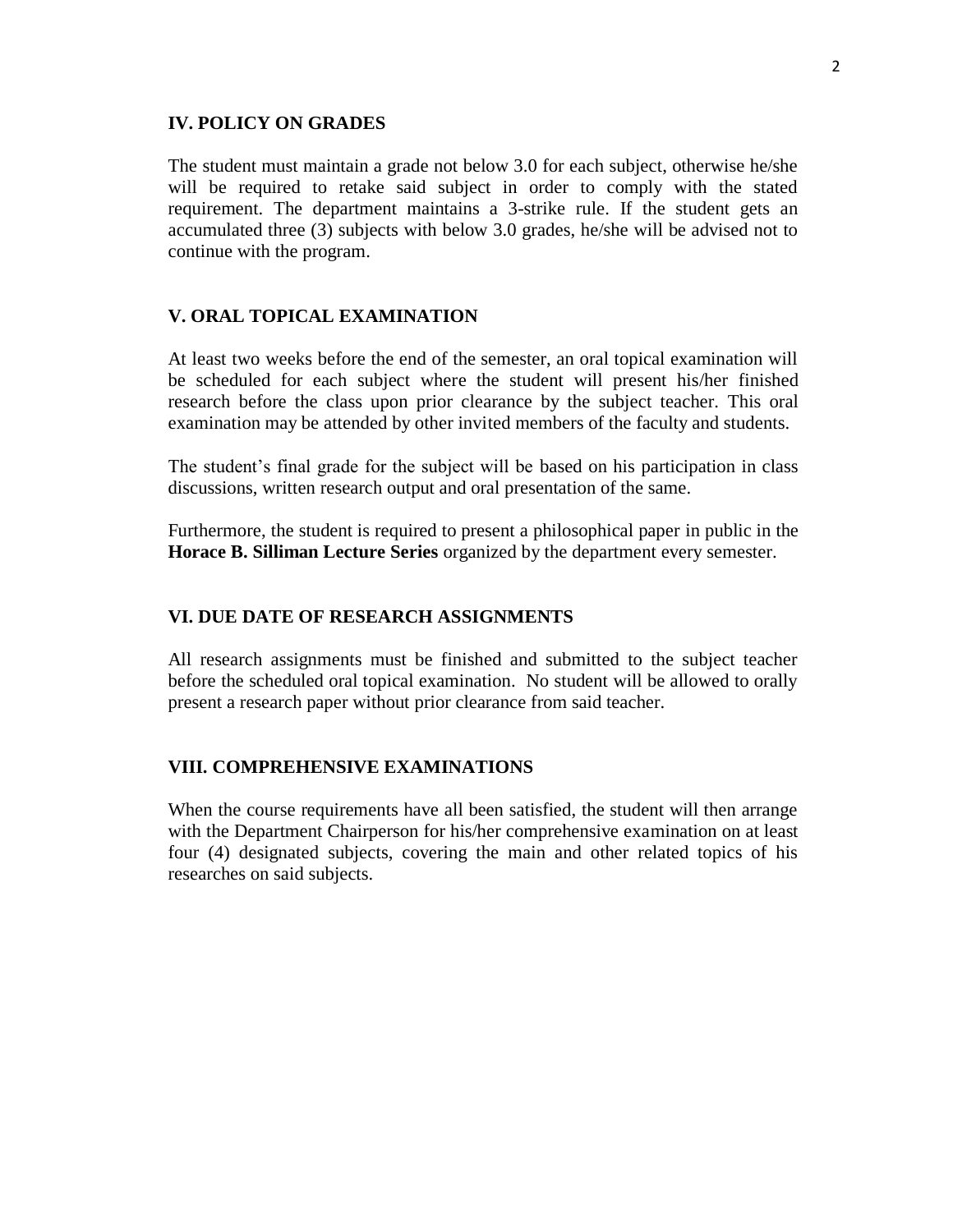## IV. POLICY ON GRADES

The student must maintain a grade not below 3.0 for each subject, otherwise he/she will be required to retake said subject in order to comply with the stated requirement. The department maintains a 3-strike rule. If the student gets an accumulated three (3) subjects with below 3.0 grades, he/she will be advised not to continue with the program.

## V. ORAL TOPICAL EXAMINATION

At least two weeks before the end of the semester, an oral topical examination will be scheduled for each subject where the student will present his/her finished research before the class upon prior clearance by the subject teacher. This oral examination may be attended by other invited members of the faculty and students.

The student's final grade for the subject will be based on his participation in class discussions, written research output and oral presentation of the same.

Furthermore, the student is required to present a philosophical paper in public in the **Horace B. Silliman Lecture Series** organized by the department every semester.

## VI. DUE DATE OF RESEARCH ASSIGNMENTS

All research assignments must be finished and submitted to the subject teacher before the scheduled oral topical examination. No student will be allowed to orally present a research paper without prior clearance from said teacher.

## VIII. COMPREHENSIVE EXAMINATIONS

When the course requirements have all been satisfied, the student will then arrange with the Department Chairperson for his/her comprehensive examination on at least four (4) designated subjects, covering the main and other related topics of his researches on said subjects.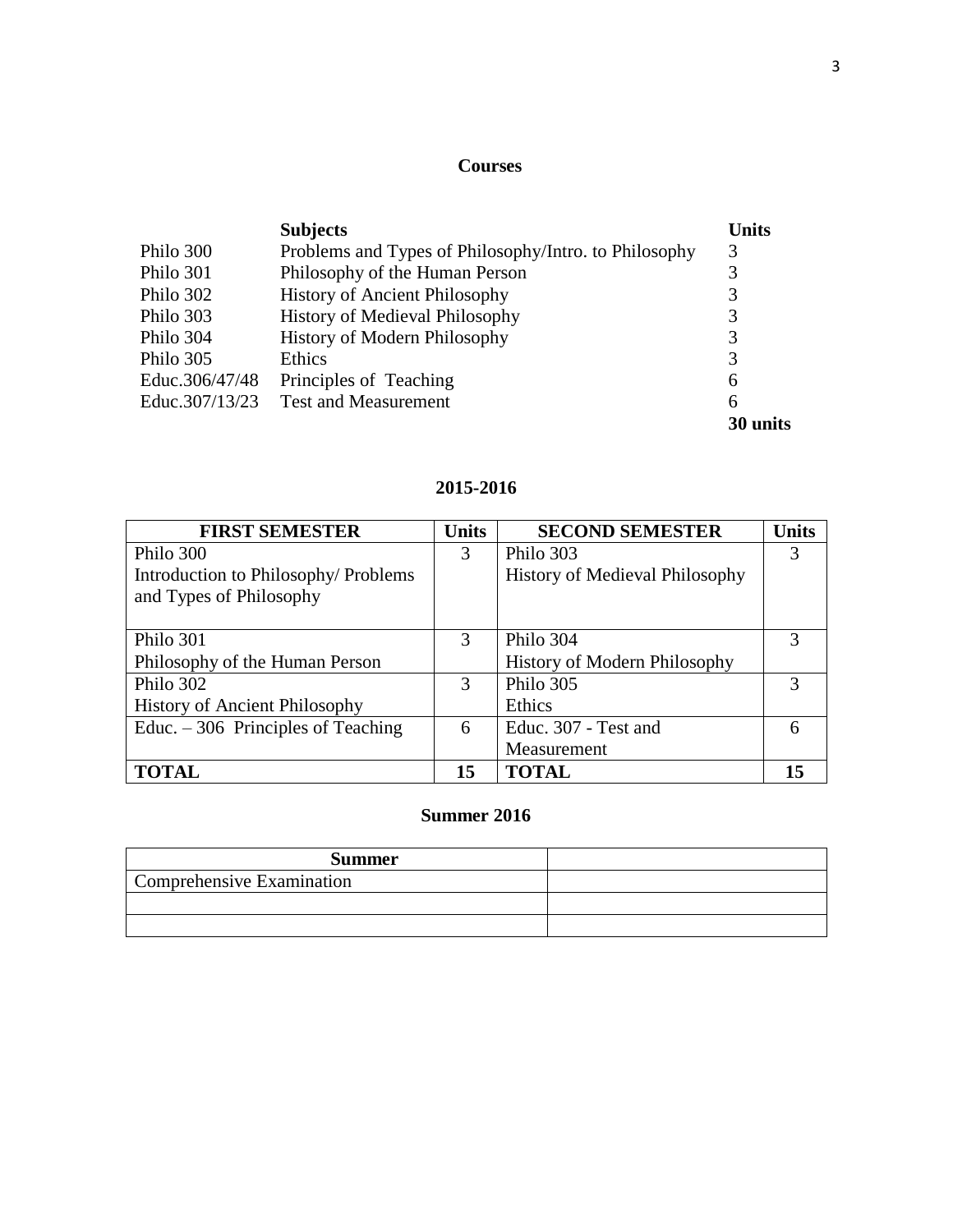## Courses

| | Subjects | Units |
|---|---|---|
| Philo 300 | Problems and Types of Philosophy/Intro. to Philosophy | 3 |
| Philo 301 | Philosophy of the Human Person | 3 |
| Philo 302 | History of Ancient Philosophy | 3 |
| Philo 303 | History of Medieval Philosophy | 3 |
| Philo 304 | History of Modern Philosophy | 3 |
| Philo 305 | Ethics | 3 |
| Educ.306/47/48 | Principles of Teaching | 6 |
| Educ.307/13/23 | Test and Measurement | 6 |
| | | **30 units** |

## 2015-2016

| FIRST SEMESTER | Units | SECOND SEMESTER | Units |
|---|---|---|---|
| Philo 300<br>Introduction to Philosophy/ Problems and Types of Philosophy | 3 | Philo 303<br>History of Medieval Philosophy | 3 |
| Philo 301<br>Philosophy of the Human Person | 3 | Philo 304<br>History of Modern Philosophy | 3 |
| Philo 302<br>History of Ancient Philosophy | 3 | Philo 305<br>Ethics | 3 |
| Educ. – 306 Principles of Teaching | 6 | Educ. 307 - Test and Measurement | 6 |
| **TOTAL** | **15** | **TOTAL** | **15** |

## Summer 2016

| Summer | |
|---|---|
| Comprehensive Examination | |
| | |
| | |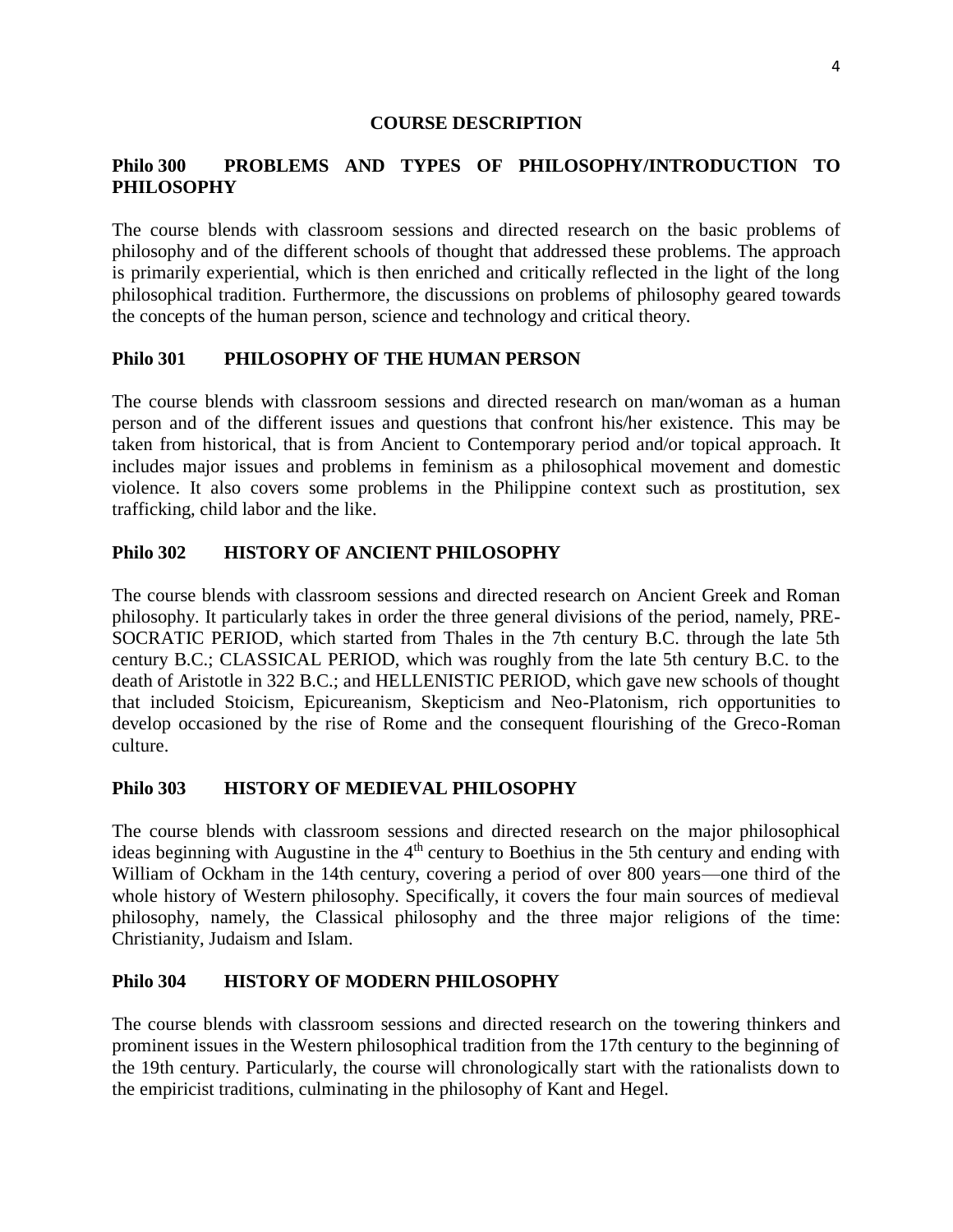## COURSE DESCRIPTION

### Philo 300 PROBLEMS AND TYPES OF PHILOSOPHY/INTRODUCTION TO PHILOSOPHY

The course blends with classroom sessions and directed research on the basic problems of philosophy and of the different schools of thought that addressed these problems. The approach is primarily experiential, which is then enriched and critically reflected in the light of the long philosophical tradition. Furthermore, the discussions on problems of philosophy geared towards the concepts of the human person, science and technology and critical theory.

### Philo 301 PHILOSOPHY OF THE HUMAN PERSON

The course blends with classroom sessions and directed research on man/woman as a human person and of the different issues and questions that confront his/her existence. This may be taken from historical, that is from Ancient to Contemporary period and/or topical approach. It includes major issues and problems in feminism as a philosophical movement and domestic violence. It also covers some problems in the Philippine context such as prostitution, sex trafficking, child labor and the like.

### Philo 302 HISTORY OF ANCIENT PHILOSOPHY

The course blends with classroom sessions and directed research on Ancient Greek and Roman philosophy. It particularly takes in order the three general divisions of the period, namely, PRE-SOCRATIC PERIOD, which started from Thales in the 7th century B.C. through the late 5th century B.C.; CLASSICAL PERIOD, which was roughly from the late 5th century B.C. to the death of Aristotle in 322 B.C.; and HELLENISTIC PERIOD, which gave new schools of thought that included Stoicism, Epicureanism, Skepticism and Neo-Platonism, rich opportunities to develop occasioned by the rise of Rome and the consequent flourishing of the Greco-Roman culture.

### Philo 303 HISTORY OF MEDIEVAL PHILOSOPHY

The course blends with classroom sessions and directed research on the major philosophical ideas beginning with Augustine in the 4th century to Boethius in the 5th century and ending with William of Ockham in the 14th century, covering a period of over 800 years—one third of the whole history of Western philosophy. Specifically, it covers the four main sources of medieval philosophy, namely, the Classical philosophy and the three major religions of the time: Christianity, Judaism and Islam.

### Philo 304 HISTORY OF MODERN PHILOSOPHY

The course blends with classroom sessions and directed research on the towering thinkers and prominent issues in the Western philosophical tradition from the 17th century to the beginning of the 19th century. Particularly, the course will chronologically start with the rationalists down to the empiricist traditions, culminating in the philosophy of Kant and Hegel.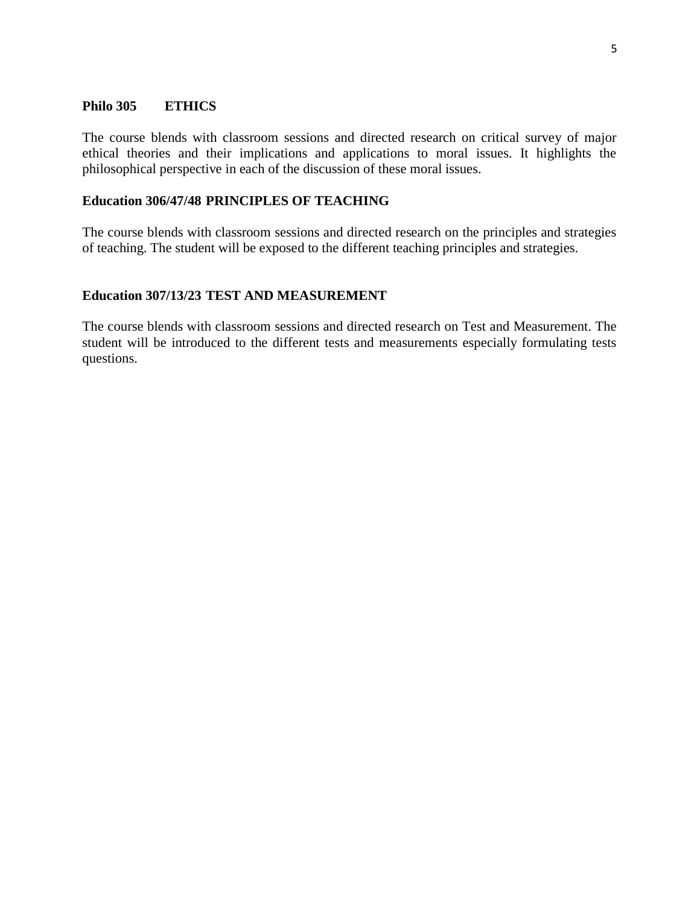**Philo 305 ETHICS**

The course blends with classroom sessions and directed research on critical survey of major ethical theories and their implications and applications to moral issues. It highlights the philosophical perspective in each of the discussion of these moral issues.

**Education 306/47/48 PRINCIPLES OF TEACHING**

The course blends with classroom sessions and directed research on the principles and strategies of teaching. The student will be exposed to the different teaching principles and strategies.

**Education 307/13/23 TEST AND MEASUREMENT**

The course blends with classroom sessions and directed research on Test and Measurement. The student will be introduced to the different tests and measurements especially formulating tests questions.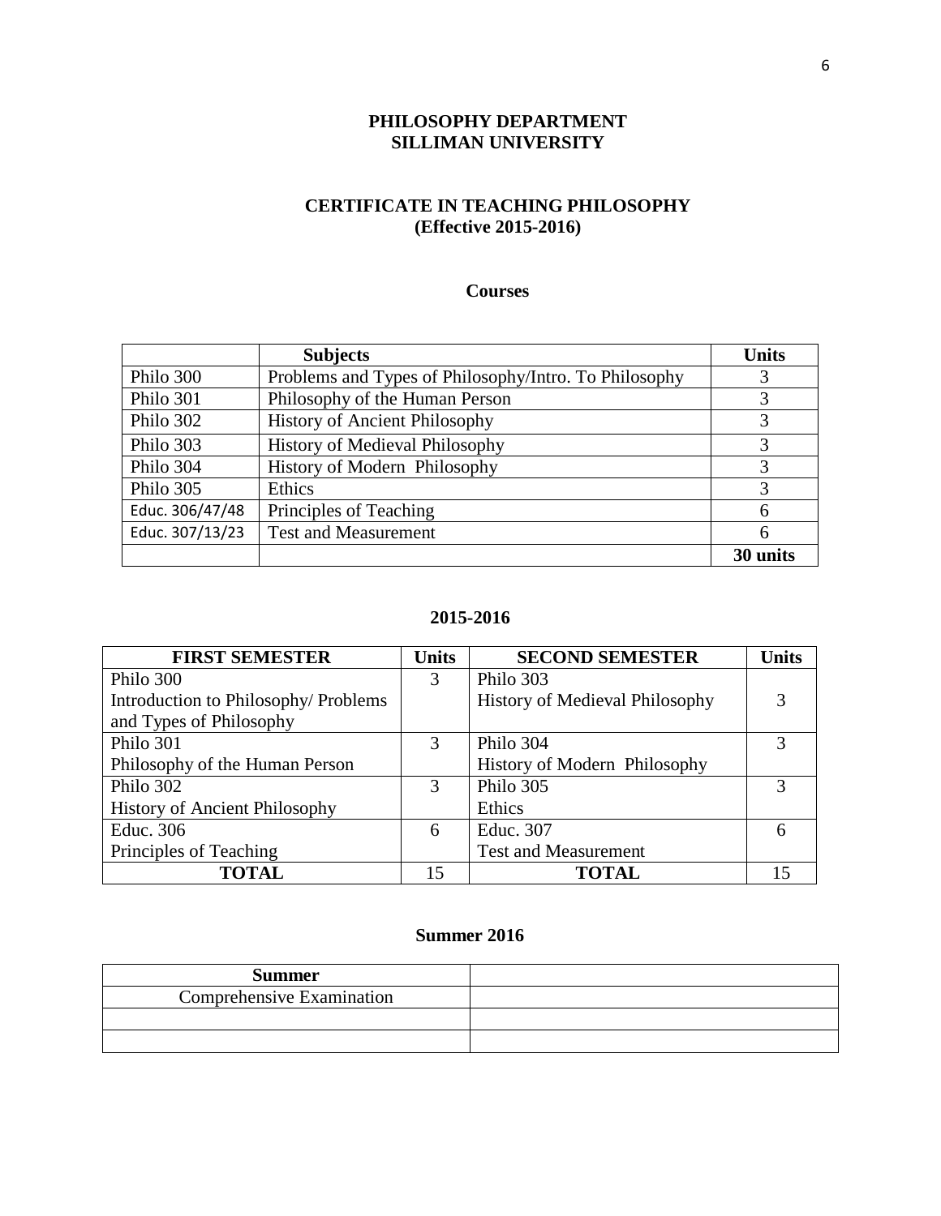**PHILOSOPHY DEPARTMENT**
**SILLIMAN UNIVERSITY**

**CERTIFICATE IN TEACHING PHILOSOPHY**
**(Effective 2015-2016)**

**Courses**

| | Subjects | Units |
|---|---|---|
| Philo 300 | Problems and Types of Philosophy/Intro. To Philosophy | 3 |
| Philo 301 | Philosophy of the Human Person | 3 |
| Philo 302 | History of Ancient Philosophy | 3 |
| Philo 303 | History of Medieval Philosophy | 3 |
| Philo 304 | History of Modern Philosophy | 3 |
| Philo 305 | Ethics | 3 |
| Educ. 306/47/48 | Principles of Teaching | 6 |
| Educ. 307/13/23 | Test and Measurement | 6 |
| | | **30 units** |

**2015-2016**

| FIRST SEMESTER | Units | SECOND SEMESTER | Units |
|---|---|---|---|
| Philo 300 Introduction to Philosophy/ Problems and Types of Philosophy | 3 | Philo 303 History of Medieval Philosophy | 3 |
| Philo 301 Philosophy of the Human Person | 3 | Philo 304 History of Modern Philosophy | 3 |
| Philo 302 History of Ancient Philosophy | 3 | Philo 305 Ethics | 3 |
| Educ. 306 Principles of Teaching | 6 | Educ. 307 Test and Measurement | 6 |
| **TOTAL** | 15 | **TOTAL** | 15 |

**Summer 2016**

| Summer | |
|---|---|
| Comprehensive Examination | |
| | |
| | |